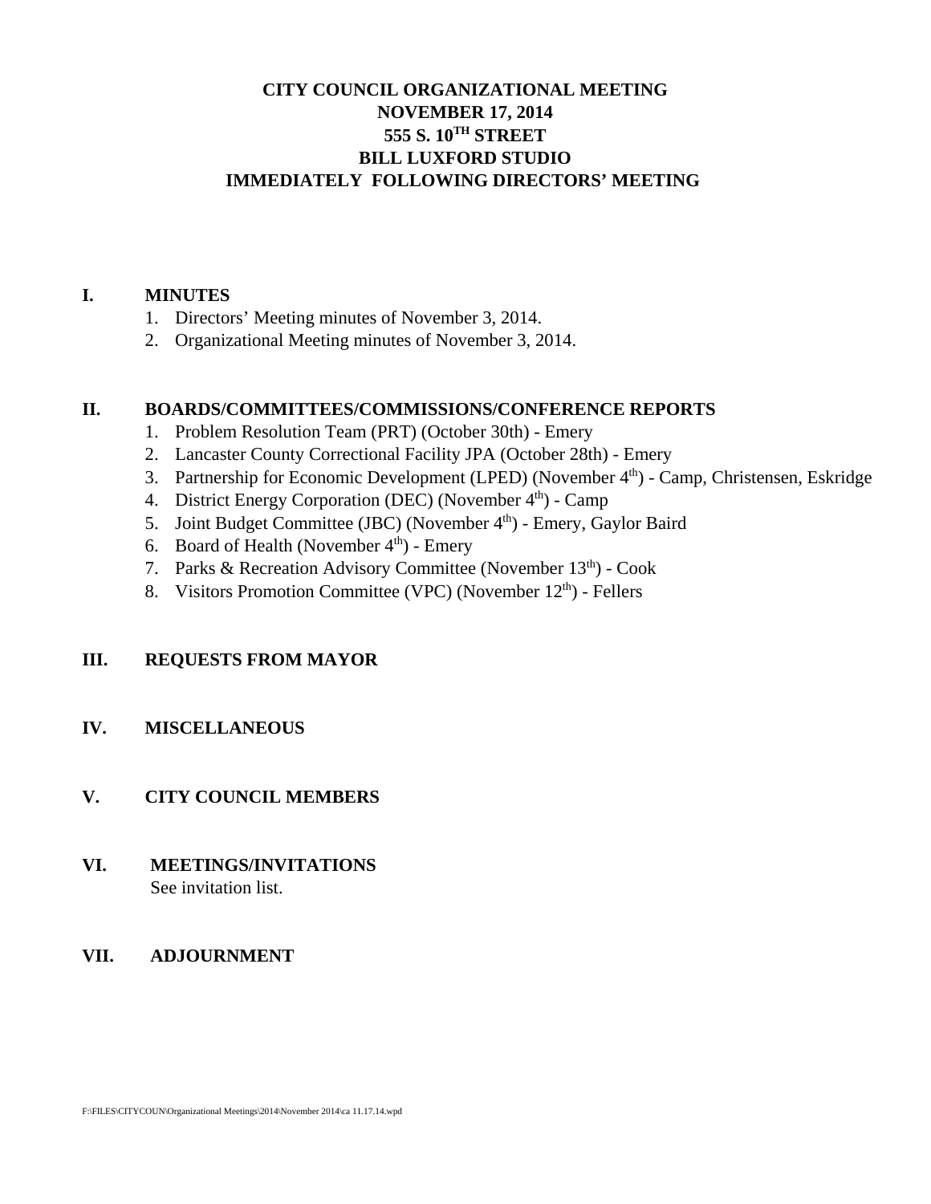# CITY COUNCIL ORGANIZATIONAL MEETING
# NOVEMBER 17, 2014
# 555 S. 10TH STREET
# BILL LUXFORD STUDIO
# IMMEDIATELY FOLLOWING DIRECTORS' MEETING

## I. MINUTES

1. Directors' Meeting minutes of November 3, 2014.
2. Organizational Meeting minutes of November 3, 2014.

## II. BOARDS/COMMITTEES/COMMISSIONS/CONFERENCE REPORTS

1. Problem Resolution Team (PRT) (October 30th) - Emery
2. Lancaster County Correctional Facility JPA (October 28th) - Emery
3. Partnership for Economic Development (LPED) (November 4th) - Camp, Christensen, Eskridge
4. District Energy Corporation (DEC) (November 4th) - Camp
5. Joint Budget Committee (JBC) (November 4th) - Emery, Gaylor Baird
6. Board of Health (November 4th) - Emery
7. Parks & Recreation Advisory Committee (November 13th) - Cook
8. Visitors Promotion Committee (VPC) (November 12th) - Fellers

## III. REQUESTS FROM MAYOR

## IV. MISCELLANEOUS

## V. CITY COUNCIL MEMBERS

## VI. MEETINGS/INVITATIONS

See invitation list.

## VII. ADJOURNMENT

F:\FILES\CITYCOUN\Organizational Meetings\2014\November 2014\ca 11.17.14.wpd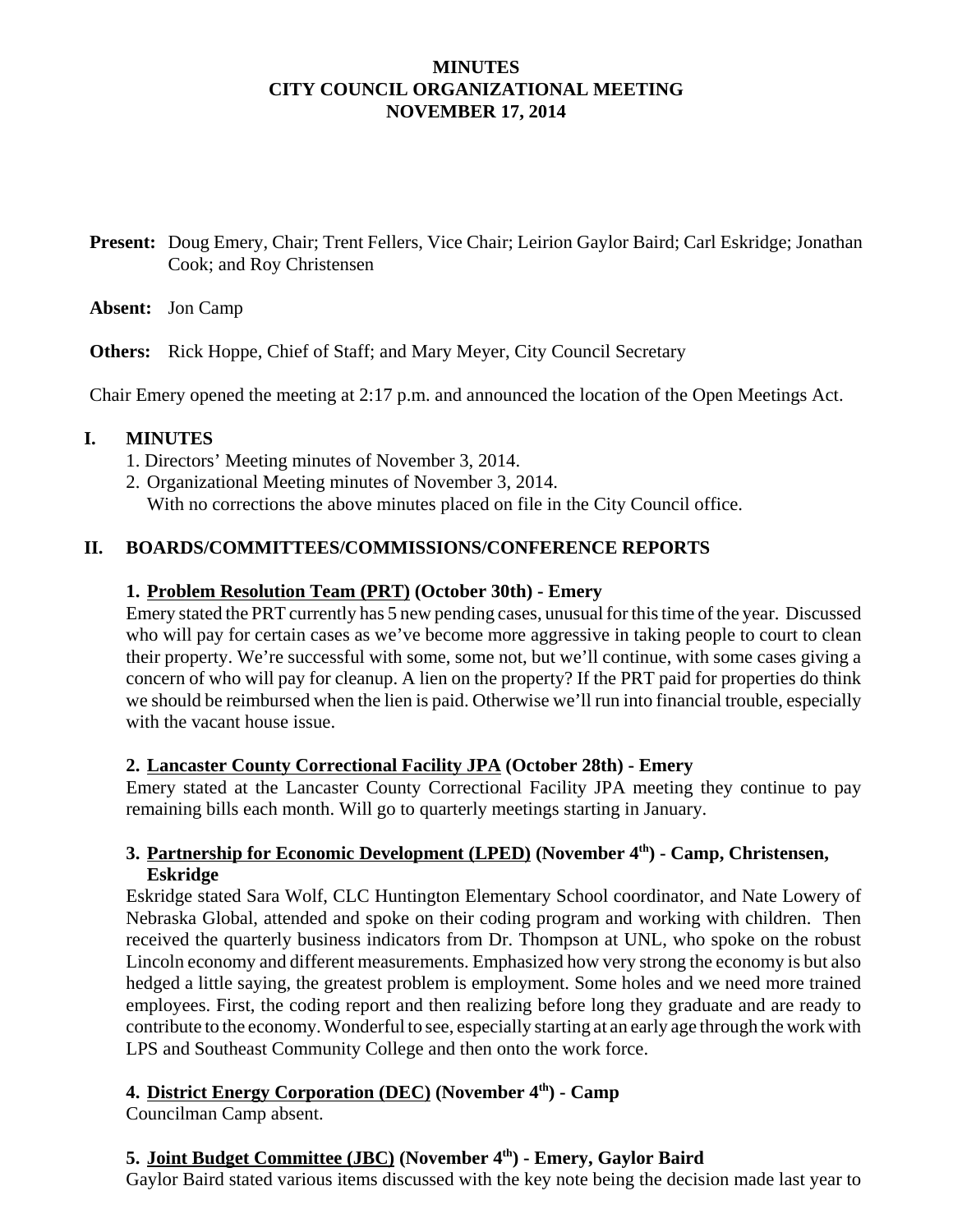**MINUTES**
**CITY COUNCIL ORGANIZATIONAL MEETING**
**NOVEMBER 17, 2014**

**Present:** Doug Emery, Chair; Trent Fellers, Vice Chair; Leirion Gaylor Baird; Carl Eskridge; Jonathan Cook; and Roy Christensen

**Absent:** Jon Camp

**Others:** Rick Hoppe, Chief of Staff; and Mary Meyer, City Council Secretary

Chair Emery opened the meeting at 2:17 p.m. and announced the location of the Open Meetings Act.

## I. MINUTES

1. Directors' Meeting minutes of November 3, 2014.
2. Organizational Meeting minutes of November 3, 2014.
   With no corrections the above minutes placed on file in the City Council office.

## II. BOARDS/COMMITTEES/COMMISSIONS/CONFERENCE REPORTS

### 1. Problem Resolution Team (PRT) (October 30th) - Emery

Emery stated the PRT currently has 5 new pending cases, unusual for this time of the year. Discussed who will pay for certain cases as we've become more aggressive in taking people to court to clean their property. We're successful with some, some not, but we'll continue, with some cases giving a concern of who will pay for cleanup. A lien on the property? If the PRT paid for properties do think we should be reimbursed when the lien is paid. Otherwise we'll run into financial trouble, especially with the vacant house issue.

### 2. Lancaster County Correctional Facility JPA (October 28th) - Emery

Emery stated at the Lancaster County Correctional Facility JPA meeting they continue to pay remaining bills each month. Will go to quarterly meetings starting in January.

### 3. Partnership for Economic Development (LPED) (November 4th) - Camp, Christensen, Eskridge

Eskridge stated Sara Wolf, CLC Huntington Elementary School coordinator, and Nate Lowery of Nebraska Global, attended and spoke on their coding program and working with children. Then received the quarterly business indicators from Dr. Thompson at UNL, who spoke on the robust Lincoln economy and different measurements. Emphasized how very strong the economy is but also hedged a little saying, the greatest problem is employment. Some holes and we need more trained employees. First, the coding report and then realizing before long they graduate and are ready to contribute to the economy. Wonderful to see, especially starting at an early age through the work with LPS and Southeast Community College and then onto the work force.

### 4. District Energy Corporation (DEC) (November 4th) - Camp

Councilman Camp absent.

### 5. Joint Budget Committee (JBC) (November 4th) - Emery, Gaylor Baird

Gaylor Baird stated various items discussed with the key note being the decision made last year to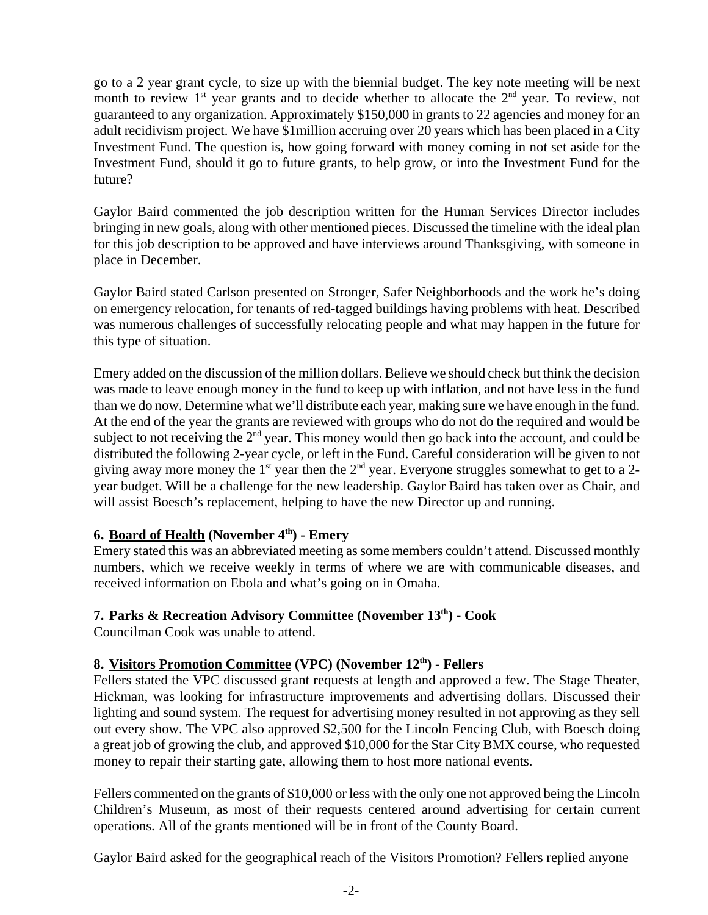go to a 2 year grant cycle, to size up with the biennial budget. The key note meeting will be next month to review 1st year grants and to decide whether to allocate the 2nd year. To review, not guaranteed to any organization. Approximately $150,000 in grants to 22 agencies and money for an adult recidivism project. We have $1million accruing over 20 years which has been placed in a City Investment Fund. The question is, how going forward with money coming in not set aside for the Investment Fund, should it go to future grants, to help grow, or into the Investment Fund for the future?

Gaylor Baird commented the job description written for the Human Services Director includes bringing in new goals, along with other mentioned pieces. Discussed the timeline with the ideal plan for this job description to be approved and have interviews around Thanksgiving, with someone in place in December.

Gaylor Baird stated Carlson presented on Stronger, Safer Neighborhoods and the work he's doing on emergency relocation, for tenants of red-tagged buildings having problems with heat. Described was numerous challenges of successfully relocating people and what may happen in the future for this type of situation.

Emery added on the discussion of the million dollars. Believe we should check but think the decision was made to leave enough money in the fund to keep up with inflation, and not have less in the fund than we do now. Determine what we'll distribute each year, making sure we have enough in the fund. At the end of the year the grants are reviewed with groups who do not do the required and would be subject to not receiving the 2nd year. This money would then go back into the account, and could be distributed the following 2-year cycle, or left in the Fund. Careful consideration will be given to not giving away more money the 1st year then the 2nd year. Everyone struggles somewhat to get to a 2-year budget. Will be a challenge for the new leadership. Gaylor Baird has taken over as Chair, and will assist Boesch's replacement, helping to have the new Director up and running.

**6. Board of Health (November 4th) - Emery**

Emery stated this was an abbreviated meeting as some members couldn't attend. Discussed monthly numbers, which we receive weekly in terms of where we are with communicable diseases, and received information on Ebola and what's going on in Omaha.

**7. Parks & Recreation Advisory Committee (November 13th) - Cook**

Councilman Cook was unable to attend.

**8. Visitors Promotion Committee (VPC) (November 12th) - Fellers**

Fellers stated the VPC discussed grant requests at length and approved a few. The Stage Theater, Hickman, was looking for infrastructure improvements and advertising dollars. Discussed their lighting and sound system. The request for advertising money resulted in not approving as they sell out every show. The VPC also approved $2,500 for the Lincoln Fencing Club, with Boesch doing a great job of growing the club, and approved $10,000 for the Star City BMX course, who requested money to repair their starting gate, allowing them to host more national events.

Fellers commented on the grants of $10,000 or less with the only one not approved being the Lincoln Children's Museum, as most of their requests centered around advertising for certain current operations. All of the grants mentioned will be in front of the County Board.

Gaylor Baird asked for the geographical reach of the Visitors Promotion? Fellers replied anyone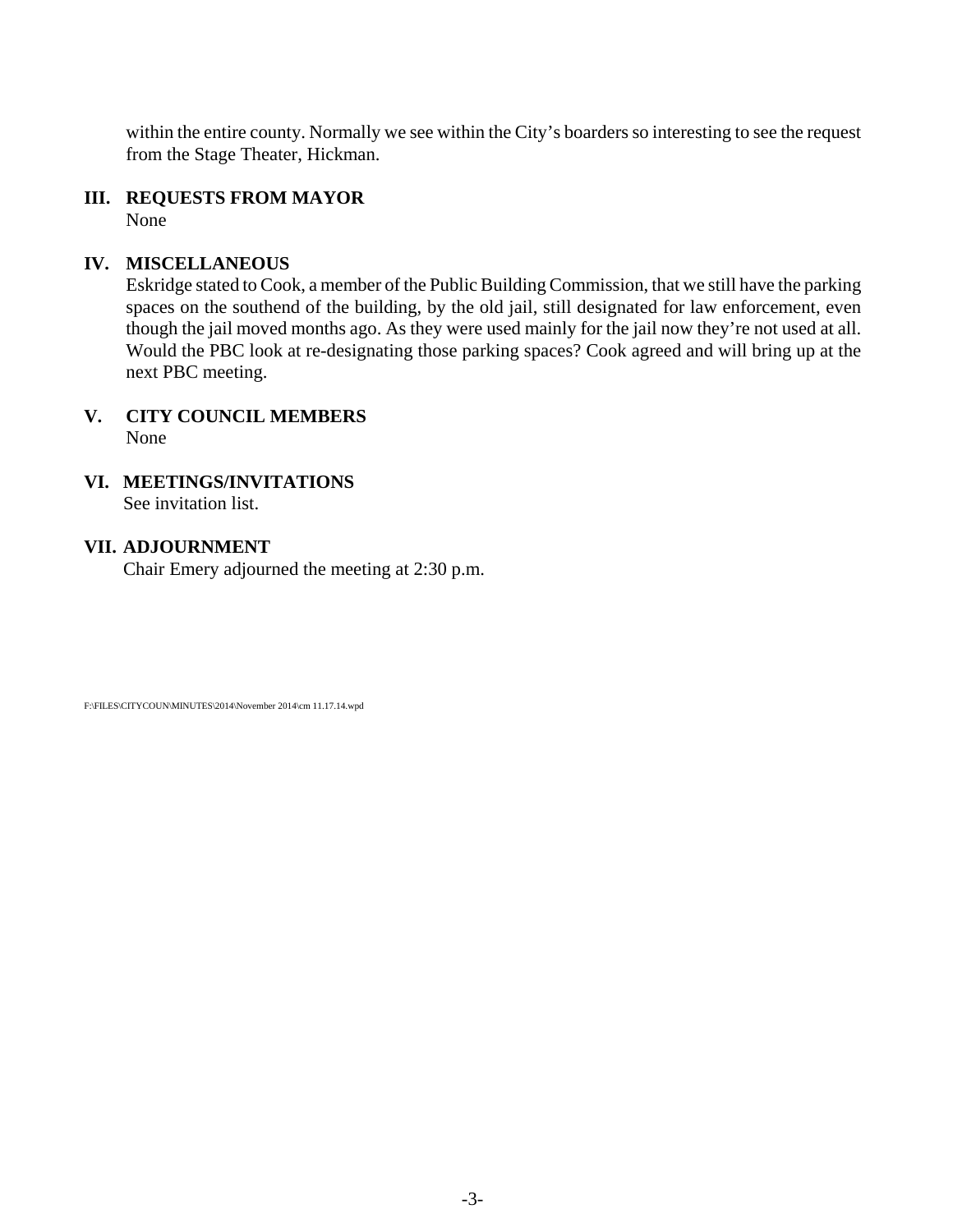within the entire county. Normally we see within the City's boarders so interesting to see the request from the Stage Theater, Hickman.

## III. REQUESTS FROM MAYOR

None

## IV. MISCELLANEOUS

Eskridge stated to Cook, a member of the Public Building Commission, that we still have the parking spaces on the southend of the building, by the old jail, still designated for law enforcement, even though the jail moved months ago. As they were used mainly for the jail now they're not used at all. Would the PBC look at re-designating those parking spaces? Cook agreed and will bring up at the next PBC meeting.

## V. CITY COUNCIL MEMBERS

None

## VI. MEETINGS/INVITATIONS

See invitation list.

## VII. ADJOURNMENT

Chair Emery adjourned the meeting at 2:30 p.m.

F:\FILES\CITYCOUN\MINUTES\2014\November 2014\cm 11.17.14.wpd